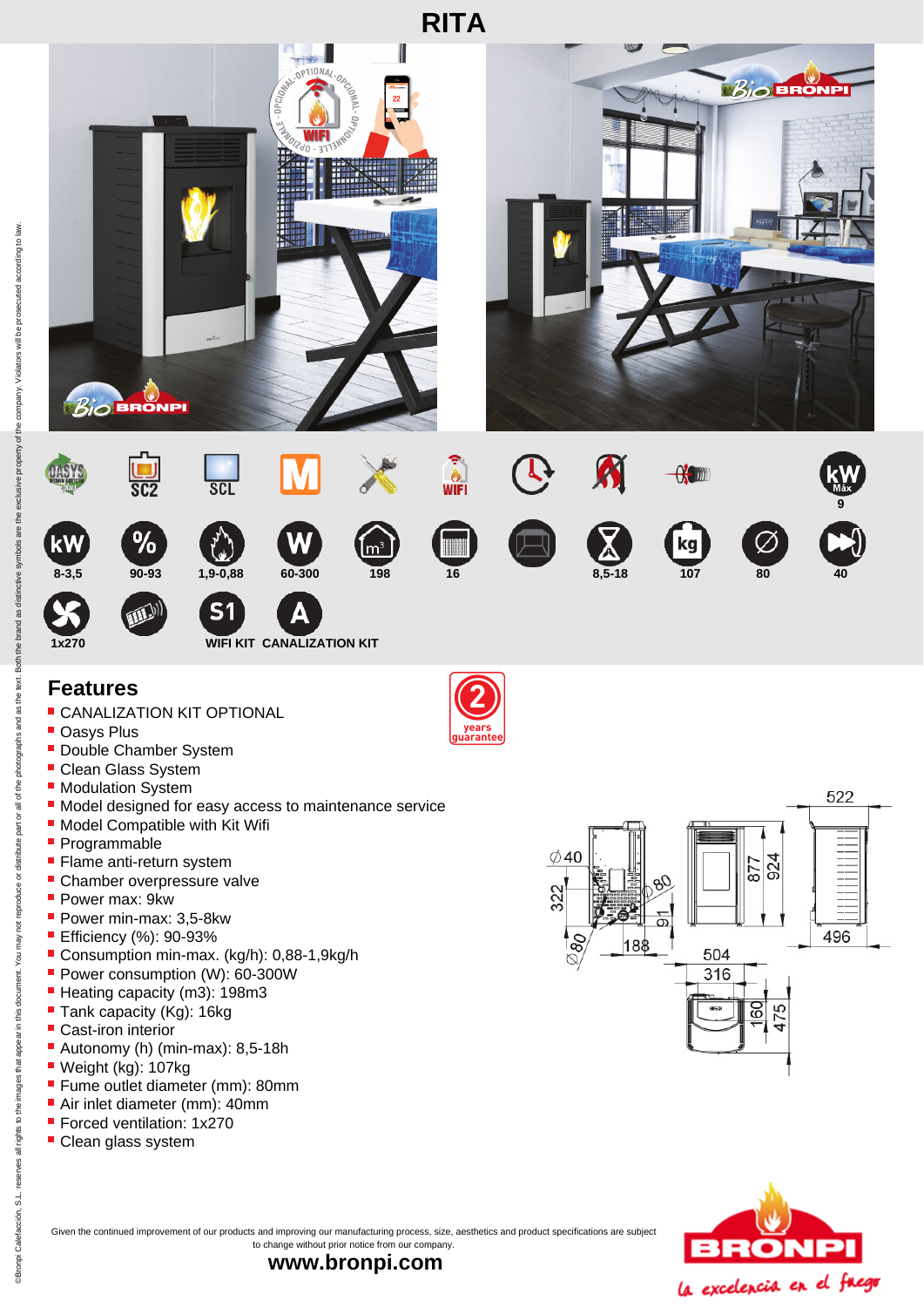# RITA

| | | | | | | | | | | | |
|---|---|---|---|---|---|---|---|---|---|---|---|
| OASYS plus | SC2 | SCL | M | | WIFI | | | | | | kW Máx 9 |
| kW 8-3,5 | % 90-93 | 1,9-0,88 | W 60-300 | m³ 198 | 16 | | 8,5-18 | kg 107 | ∅ 80 | | 40 |
| 1x270 | | S1 WIFI KIT | A CANALIZATION KIT | | | | | | | | |

## Features

2 years guarantee

- CANALIZATION KIT OPTIONAL
- Oasys Plus
- Double Chamber System
- Clean Glass System
- Modulation System
- Model designed for easy access to maintenance service
- Model Compatible with Kit Wifi
- Programmable
- Flame anti-return system
- Chamber overpressure valve
- Power max: 9kw
- Power min-max: 3,5-8kw
- Efficiency (%): 90-93%
- Consumption min-max. (kg/h): 0,88-1,9kg/h
- Power consumption (W): 60-300W
- Heating capacity (m3): 198m3
- Tank capacity (Kg): 16kg
- Cast-iron interior
- Autonomy (h) (min-max): 8,5-18h
- Weight (kg): 107kg
- Fume outlet diameter (mm): 80mm
- Air inlet diameter (mm): 40mm
- Forced ventilation: 1x270
- Clean glass system

Dimensions: ∅40, 322, ∅80, 91, ∅80, 188, 504, 877, 924, 522, 496, 316, 160, 475

Given the continued improvement of our products and improving our manufacturing process, size, aesthetics and product specifications are subject to change without prior notice from our company.

**www.bronpi.com**

BRONPI — la excelencia en el fuego

©Bronpi Calefacción, S.L. reserves all rights to the images that appear in this document. You may not reproduce or distribute part or all of the photographs and as the text. Both the brand as distinctive symbols are the exclusive property of the company. Violators will be prosecuted according to law.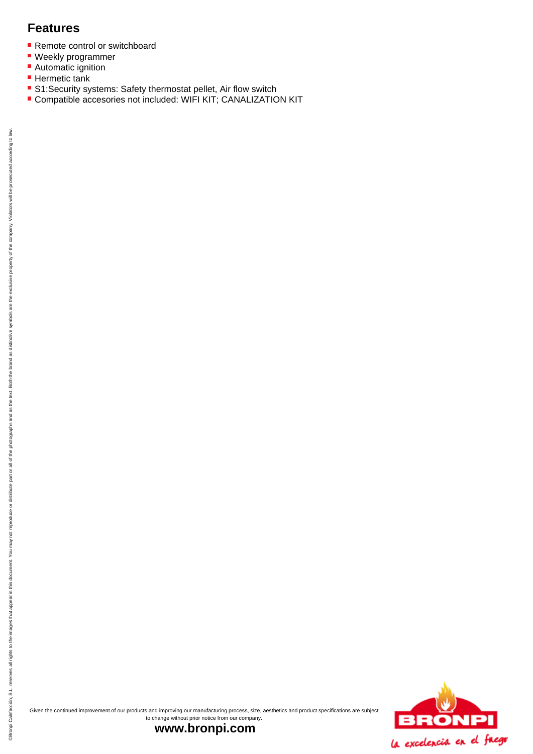## Features

- Remote control or switchboard
- Weekly programmer
- Automatic ignition
- Hermetic tank
- S1:Security systems: Safety thermostat pellet, Air flow switch
- Compatible accesories not included: WIFI KIT; CANALIZATION KIT

©Bronpi Calefacción, S.L. reserves all rights to the images that appear in this document. You may not reproduce or distribute part or all of the photographs and as the text. Both the brand as distinctive symbols are the exclusive property of the company. Violators will be prosecuted according to law.

Given the continued improvement of our products and improving our manufacturing process, size, aesthetics and product specifications are subject to change without prior notice from our company.

**www.bronpi.com**

BRONPI

la excelencia en el fuego